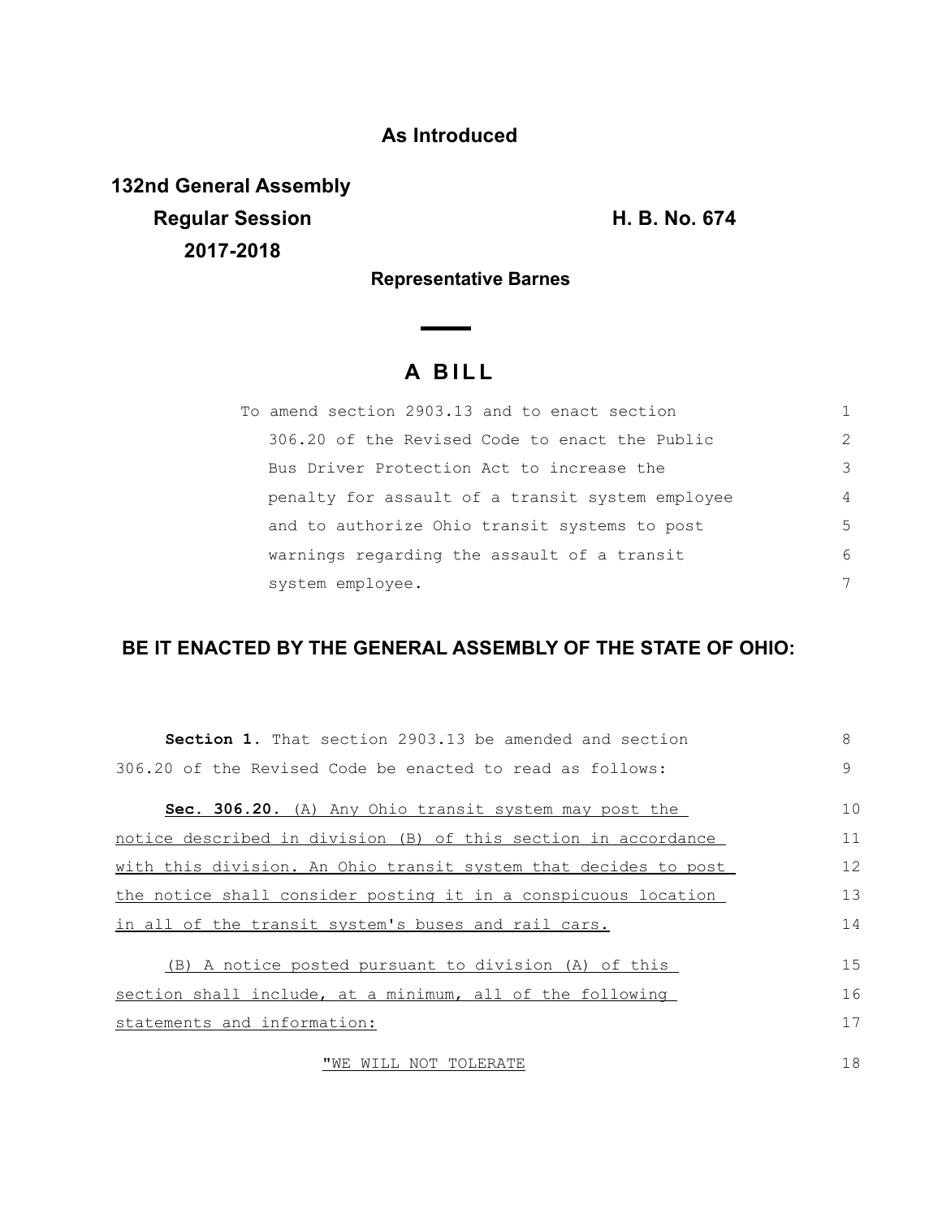**As Introduced**

**132nd General Assembly**
**Regular Session** **H. B. No. 674**
**2017-2018**

**Representative Barnes**

# A BILL

To amend section 2903.13 and to enact section 306.20 of the Revised Code to enact the Public Bus Driver Protection Act to increase the penalty for assault of a transit system employee and to authorize Ohio transit systems to post warnings regarding the assault of a transit system employee.

## BE IT ENACTED BY THE GENERAL ASSEMBLY OF THE STATE OF OHIO:

**Section 1.** That section 2903.13 be amended and section 306.20 of the Revised Code be enacted to read as follows:

**Sec. 306.20.** (A) Any Ohio transit system may post the notice described in division (B) of this section in accordance with this division. An Ohio transit system that decides to post the notice shall consider posting it in a conspicuous location in all of the transit system's buses and rail cars.

(B) A notice posted pursuant to division (A) of this section shall include, at a minimum, all of the following statements and information:

"WE WILL NOT TOLERATE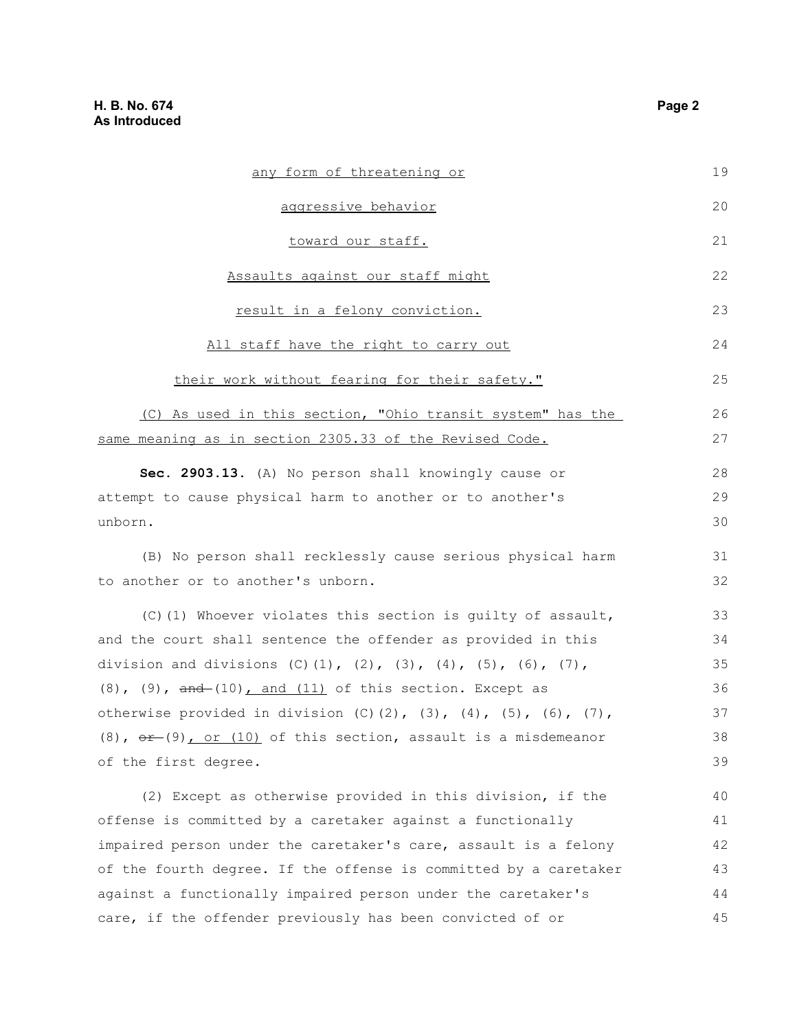any form of threatening or

aggressive behavior

toward our staff.

Assaults against our staff might

result in a felony conviction.

All staff have the right to carry out

their work without fearing for their safety."

(C) As used in this section, "Ohio transit system" has the same meaning as in section 2305.33 of the Revised Code.

**Sec. 2903.13.** (A) No person shall knowingly cause or attempt to cause physical harm to another or to another's unborn.

(B) No person shall recklessly cause serious physical harm to another or to another's unborn.

(C)(1) Whoever violates this section is guilty of assault, and the court shall sentence the offender as provided in this division and divisions (C)(1), (2), (3), (4), (5), (6), (7), (8), (9), ~~and~~ (10), and (11) of this section. Except as otherwise provided in division (C)(2), (3), (4), (5), (6), (7), (8), ~~or~~ (9), or (10) of this section, assault is a misdemeanor of the first degree.

(2) Except as otherwise provided in this division, if the offense is committed by a caretaker against a functionally impaired person under the caretaker's care, assault is a felony of the fourth degree. If the offense is committed by a caretaker against a functionally impaired person under the caretaker's care, if the offender previously has been convicted of or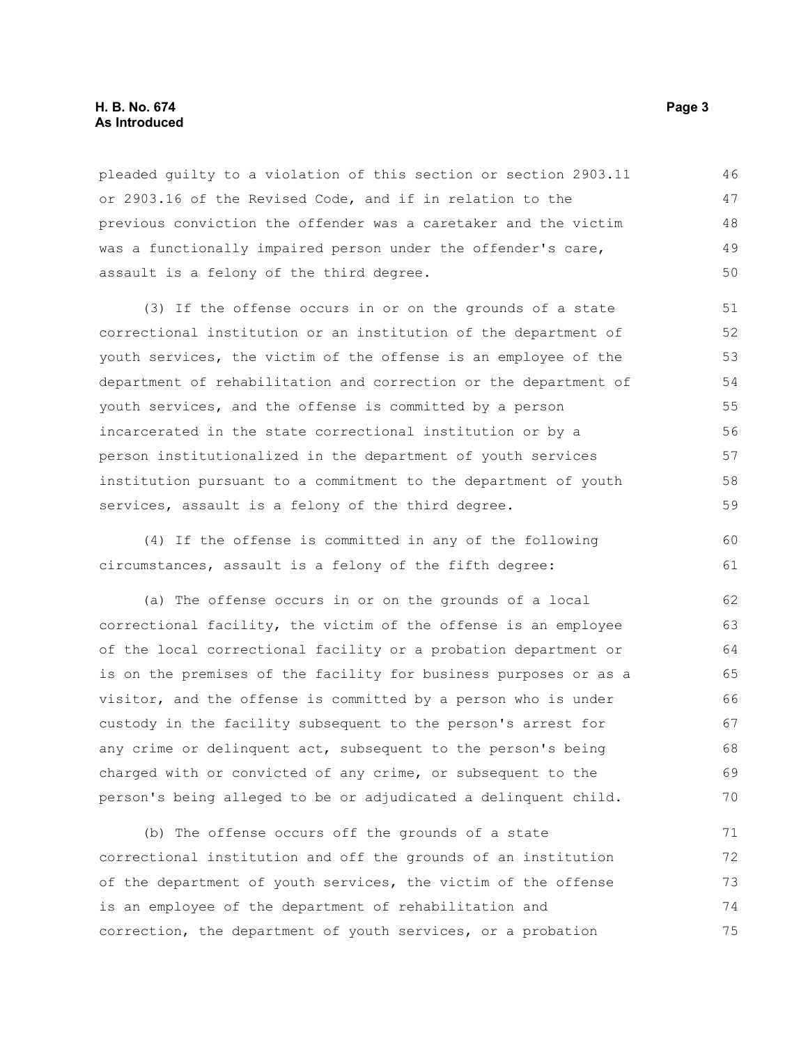pleaded guilty to a violation of this section or section 2903.11 or 2903.16 of the Revised Code, and if in relation to the previous conviction the offender was a caretaker and the victim was a functionally impaired person under the offender's care, assault is a felony of the third degree.

(3) If the offense occurs in or on the grounds of a state correctional institution or an institution of the department of youth services, the victim of the offense is an employee of the department of rehabilitation and correction or the department of youth services, and the offense is committed by a person incarcerated in the state correctional institution or by a person institutionalized in the department of youth services institution pursuant to a commitment to the department of youth services, assault is a felony of the third degree.

(4) If the offense is committed in any of the following circumstances, assault is a felony of the fifth degree:

(a) The offense occurs in or on the grounds of a local correctional facility, the victim of the offense is an employee of the local correctional facility or a probation department or is on the premises of the facility for business purposes or as a visitor, and the offense is committed by a person who is under custody in the facility subsequent to the person's arrest for any crime or delinquent act, subsequent to the person's being charged with or convicted of any crime, or subsequent to the person's being alleged to be or adjudicated a delinquent child.

(b) The offense occurs off the grounds of a state correctional institution and off the grounds of an institution of the department of youth services, the victim of the offense is an employee of the department of rehabilitation and correction, the department of youth services, or a probation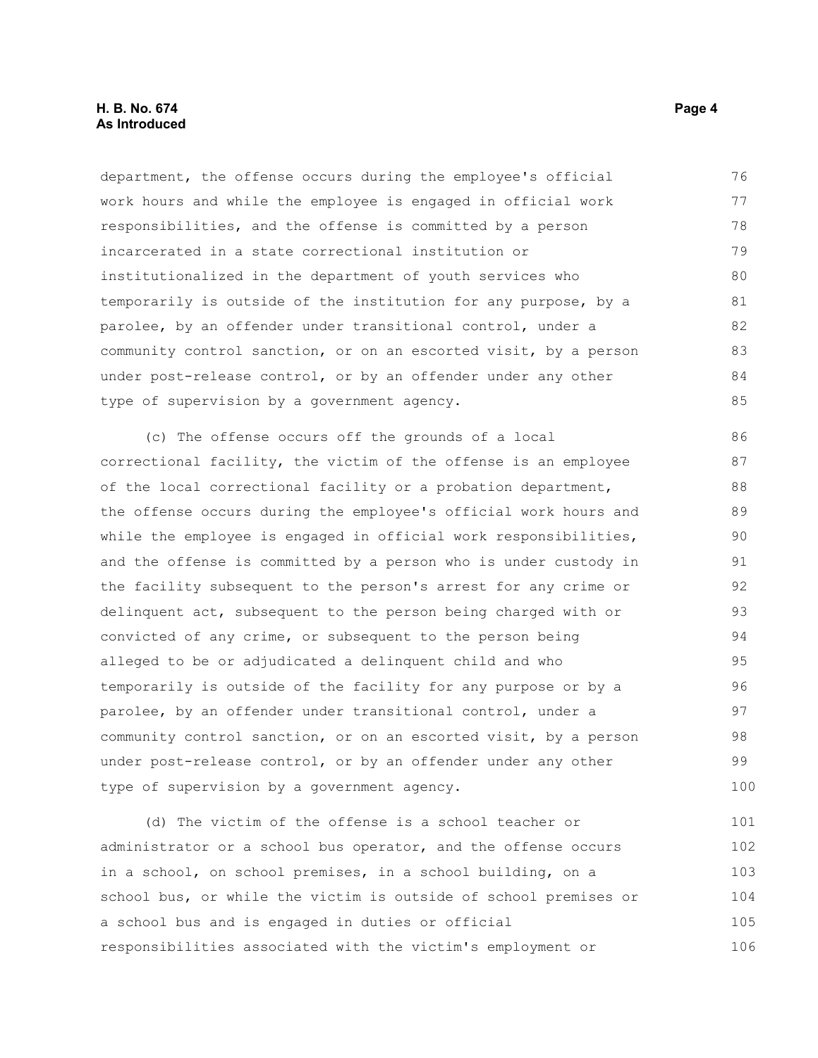department, the offense occurs during the employee's official work hours and while the employee is engaged in official work responsibilities, and the offense is committed by a person incarcerated in a state correctional institution or institutionalized in the department of youth services who temporarily is outside of the institution for any purpose, by a parolee, by an offender under transitional control, under a community control sanction, or on an escorted visit, by a person under post-release control, or by an offender under any other type of supervision by a government agency.

(c) The offense occurs off the grounds of a local correctional facility, the victim of the offense is an employee of the local correctional facility or a probation department, the offense occurs during the employee's official work hours and while the employee is engaged in official work responsibilities, and the offense is committed by a person who is under custody in the facility subsequent to the person's arrest for any crime or delinquent act, subsequent to the person being charged with or convicted of any crime, or subsequent to the person being alleged to be or adjudicated a delinquent child and who temporarily is outside of the facility for any purpose or by a parolee, by an offender under transitional control, under a community control sanction, or on an escorted visit, by a person under post-release control, or by an offender under any other type of supervision by a government agency.

(d) The victim of the offense is a school teacher or administrator or a school bus operator, and the offense occurs in a school, on school premises, in a school building, on a school bus, or while the victim is outside of school premises or a school bus and is engaged in duties or official responsibilities associated with the victim's employment or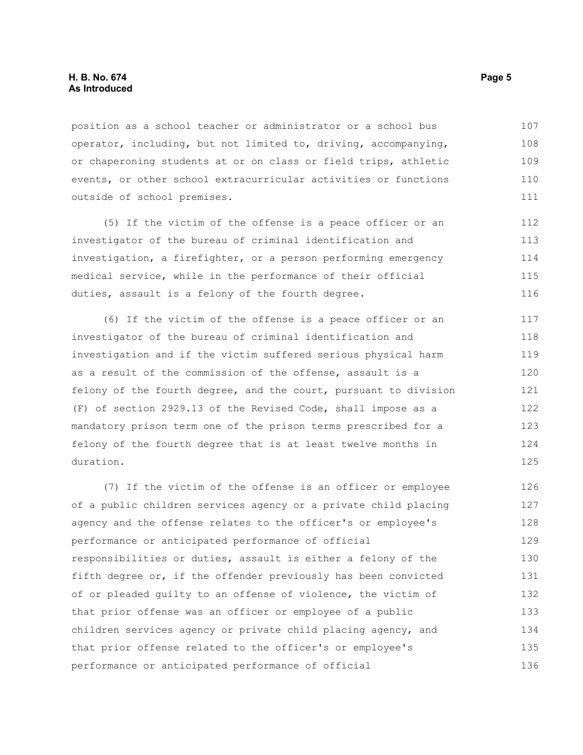position as a school teacher or administrator or a school bus operator, including, but not limited to, driving, accompanying, or chaperoning students at or on class or field trips, athletic events, or other school extracurricular activities or functions outside of school premises.

(5) If the victim of the offense is a peace officer or an investigator of the bureau of criminal identification and investigation, a firefighter, or a person performing emergency medical service, while in the performance of their official duties, assault is a felony of the fourth degree.

(6) If the victim of the offense is a peace officer or an investigator of the bureau of criminal identification and investigation and if the victim suffered serious physical harm as a result of the commission of the offense, assault is a felony of the fourth degree, and the court, pursuant to division (F) of section 2929.13 of the Revised Code, shall impose as a mandatory prison term one of the prison terms prescribed for a felony of the fourth degree that is at least twelve months in duration.

(7) If the victim of the offense is an officer or employee of a public children services agency or a private child placing agency and the offense relates to the officer's or employee's performance or anticipated performance of official responsibilities or duties, assault is either a felony of the fifth degree or, if the offender previously has been convicted of or pleaded guilty to an offense of violence, the victim of that prior offense was an officer or employee of a public children services agency or private child placing agency, and that prior offense related to the officer's or employee's performance or anticipated performance of official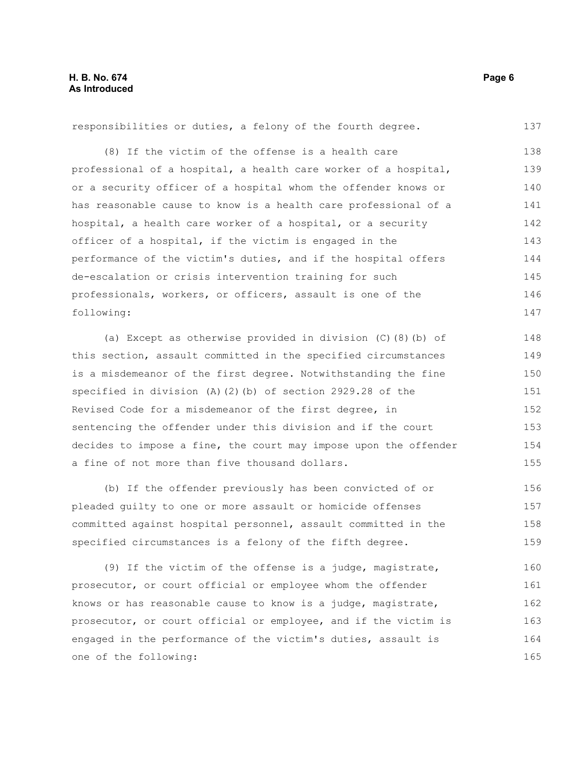responsibilities or duties, a felony of the fourth degree.

(8) If the victim of the offense is a health care professional of a hospital, a health care worker of a hospital, or a security officer of a hospital whom the offender knows or has reasonable cause to know is a health care professional of a hospital, a health care worker of a hospital, or a security officer of a hospital, if the victim is engaged in the performance of the victim's duties, and if the hospital offers de-escalation or crisis intervention training for such professionals, workers, or officers, assault is one of the following:

(a) Except as otherwise provided in division (C)(8)(b) of this section, assault committed in the specified circumstances is a misdemeanor of the first degree. Notwithstanding the fine specified in division (A)(2)(b) of section 2929.28 of the Revised Code for a misdemeanor of the first degree, in sentencing the offender under this division and if the court decides to impose a fine, the court may impose upon the offender a fine of not more than five thousand dollars.

(b) If the offender previously has been convicted of or pleaded guilty to one or more assault or homicide offenses committed against hospital personnel, assault committed in the specified circumstances is a felony of the fifth degree.

(9) If the victim of the offense is a judge, magistrate, prosecutor, or court official or employee whom the offender knows or has reasonable cause to know is a judge, magistrate, prosecutor, or court official or employee, and if the victim is engaged in the performance of the victim's duties, assault is one of the following: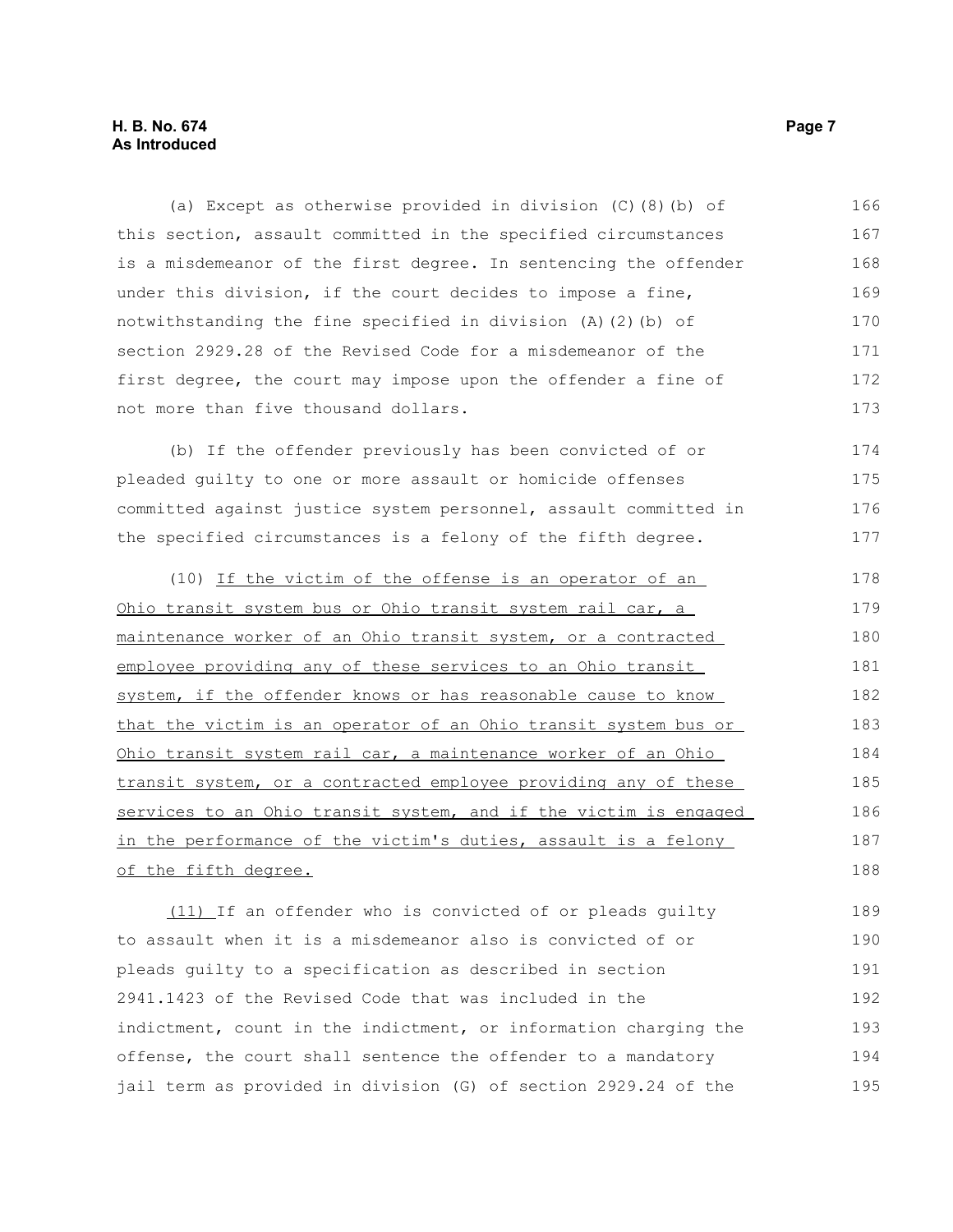(a) Except as otherwise provided in division (C)(8)(b) of this section, assault committed in the specified circumstances is a misdemeanor of the first degree. In sentencing the offender under this division, if the court decides to impose a fine, notwithstanding the fine specified in division (A)(2)(b) of section 2929.28 of the Revised Code for a misdemeanor of the first degree, the court may impose upon the offender a fine of not more than five thousand dollars.

(b) If the offender previously has been convicted of or pleaded guilty to one or more assault or homicide offenses committed against justice system personnel, assault committed in the specified circumstances is a felony of the fifth degree.

(10) <u>If the victim of the offense is an operator of an Ohio transit system bus or Ohio transit system rail car, a maintenance worker of an Ohio transit system, or a contracted employee providing any of these services to an Ohio transit system, if the offender knows or has reasonable cause to know that the victim is an operator of an Ohio transit system bus or Ohio transit system rail car, a maintenance worker of an Ohio transit system, or a contracted employee providing any of these services to an Ohio transit system, and if the victim is engaged in the performance of the victim's duties, assault is a felony of the fifth degree.</u>

<u>(11)</u> If an offender who is convicted of or pleads guilty to assault when it is a misdemeanor also is convicted of or pleads guilty to a specification as described in section 2941.1423 of the Revised Code that was included in the indictment, count in the indictment, or information charging the offense, the court shall sentence the offender to a mandatory jail term as provided in division (G) of section 2929.24 of the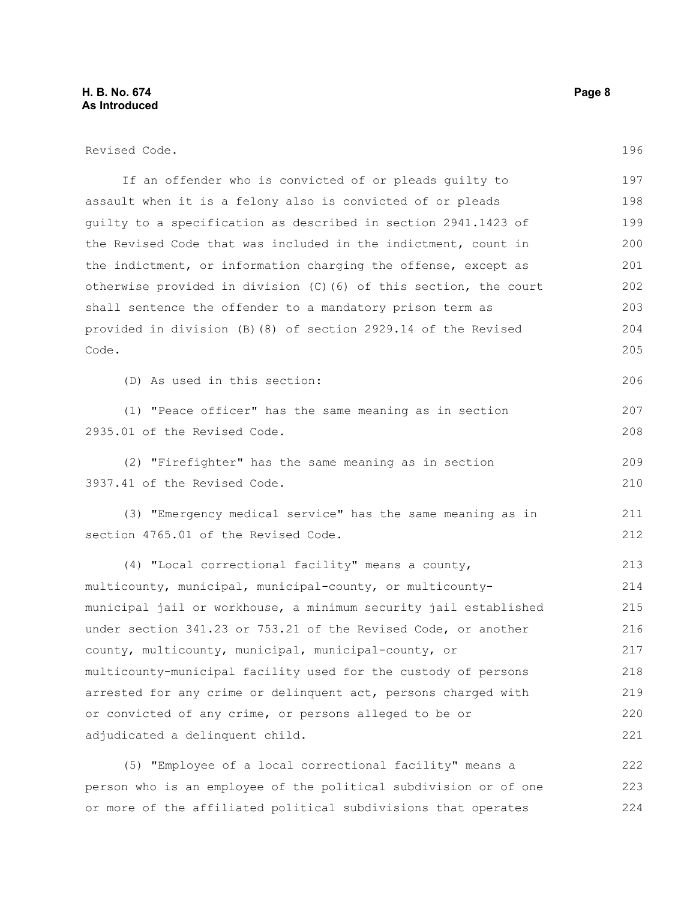Revised Code.

If an offender who is convicted of or pleads guilty to assault when it is a felony also is convicted of or pleads guilty to a specification as described in section 2941.1423 of the Revised Code that was included in the indictment, count in the indictment, or information charging the offense, except as otherwise provided in division (C)(6) of this section, the court shall sentence the offender to a mandatory prison term as provided in division (B)(8) of section 2929.14 of the Revised Code.

(D) As used in this section:

(1) "Peace officer" has the same meaning as in section 2935.01 of the Revised Code.

(2) "Firefighter" has the same meaning as in section 3937.41 of the Revised Code.

(3) "Emergency medical service" has the same meaning as in section 4765.01 of the Revised Code.

(4) "Local correctional facility" means a county, multicounty, municipal, municipal-county, or multicounty-municipal jail or workhouse, a minimum security jail established under section 341.23 or 753.21 of the Revised Code, or another county, multicounty, municipal, municipal-county, or multicounty-municipal facility used for the custody of persons arrested for any crime or delinquent act, persons charged with or convicted of any crime, or persons alleged to be or adjudicated a delinquent child.

(5) "Employee of a local correctional facility" means a person who is an employee of the political subdivision or of one or more of the affiliated political subdivisions that operates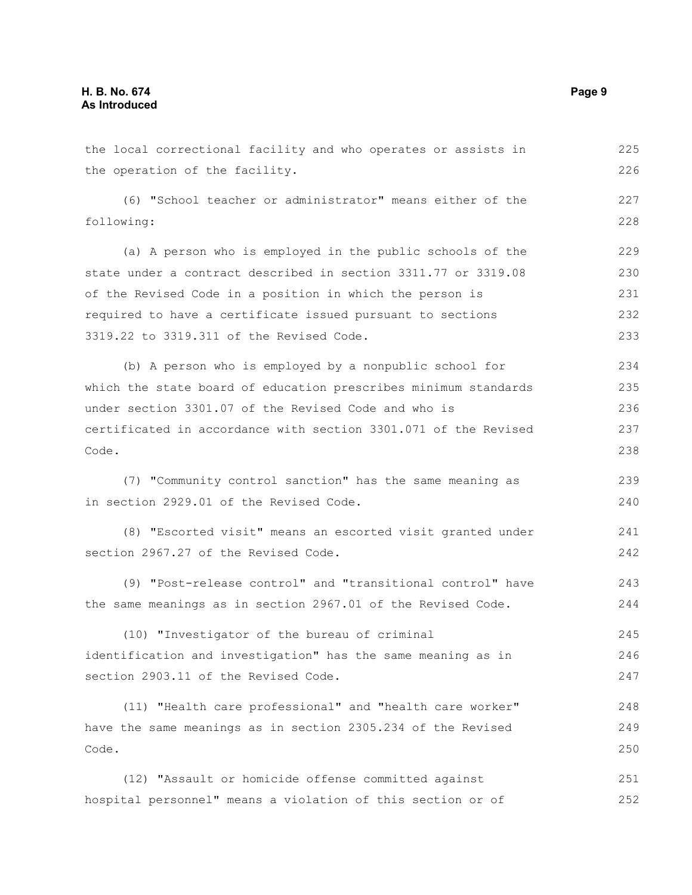the local correctional facility and who operates or assists in the operation of the facility.

(6) "School teacher or administrator" means either of the following:

(a) A person who is employed in the public schools of the state under a contract described in section 3311.77 or 3319.08 of the Revised Code in a position in which the person is required to have a certificate issued pursuant to sections 3319.22 to 3319.311 of the Revised Code.

(b) A person who is employed by a nonpublic school for which the state board of education prescribes minimum standards under section 3301.07 of the Revised Code and who is certificated in accordance with section 3301.071 of the Revised Code.

(7) "Community control sanction" has the same meaning as in section 2929.01 of the Revised Code.

(8) "Escorted visit" means an escorted visit granted under section 2967.27 of the Revised Code.

(9) "Post-release control" and "transitional control" have the same meanings as in section 2967.01 of the Revised Code.

(10) "Investigator of the bureau of criminal identification and investigation" has the same meaning as in section 2903.11 of the Revised Code.

(11) "Health care professional" and "health care worker" have the same meanings as in section 2305.234 of the Revised Code.

(12) "Assault or homicide offense committed against hospital personnel" means a violation of this section or of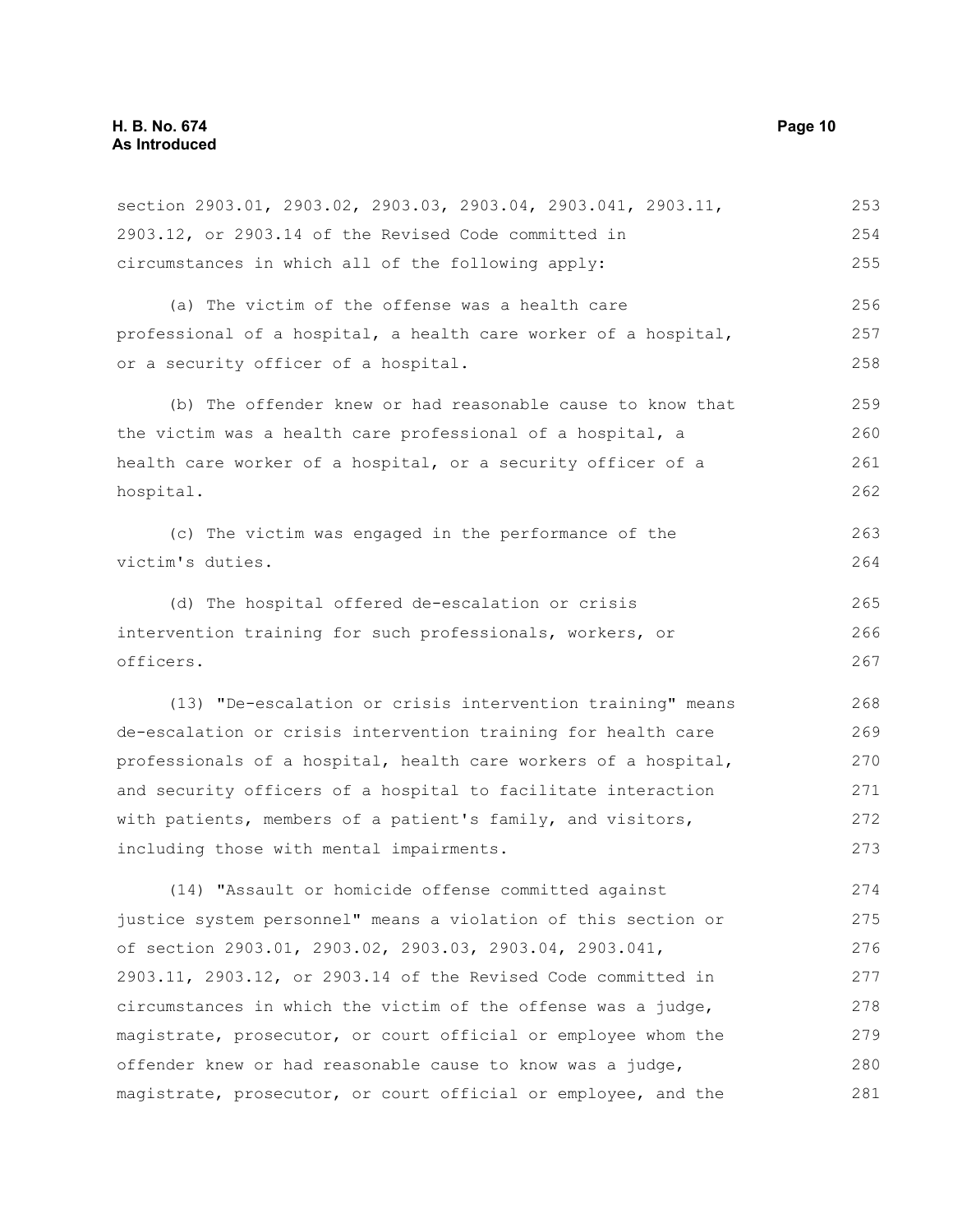section 2903.01, 2903.02, 2903.03, 2903.04, 2903.041, 2903.11, 2903.12, or 2903.14 of the Revised Code committed in circumstances in which all of the following apply:

(a) The victim of the offense was a health care professional of a hospital, a health care worker of a hospital, or a security officer of a hospital.

(b) The offender knew or had reasonable cause to know that the victim was a health care professional of a hospital, a health care worker of a hospital, or a security officer of a hospital.

(c) The victim was engaged in the performance of the victim's duties.

(d) The hospital offered de-escalation or crisis intervention training for such professionals, workers, or officers.

(13) "De-escalation or crisis intervention training" means de-escalation or crisis intervention training for health care professionals of a hospital, health care workers of a hospital, and security officers of a hospital to facilitate interaction with patients, members of a patient's family, and visitors, including those with mental impairments.

(14) "Assault or homicide offense committed against justice system personnel" means a violation of this section or of section 2903.01, 2903.02, 2903.03, 2903.04, 2903.041, 2903.11, 2903.12, or 2903.14 of the Revised Code committed in circumstances in which the victim of the offense was a judge, magistrate, prosecutor, or court official or employee whom the offender knew or had reasonable cause to know was a judge, magistrate, prosecutor, or court official or employee, and the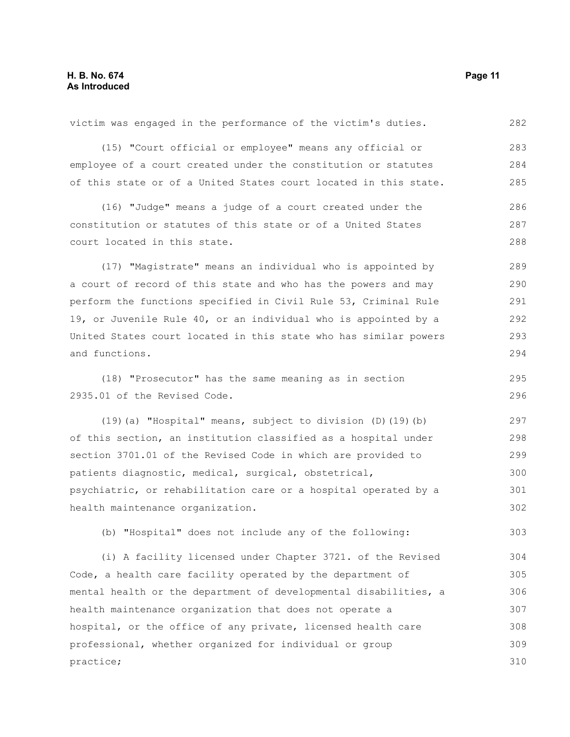victim was engaged in the performance of the victim's duties.

(15) "Court official or employee" means any official or employee of a court created under the constitution or statutes of this state or of a United States court located in this state.

(16) "Judge" means a judge of a court created under the constitution or statutes of this state or of a United States court located in this state.

(17) "Magistrate" means an individual who is appointed by a court of record of this state and who has the powers and may perform the functions specified in Civil Rule 53, Criminal Rule 19, or Juvenile Rule 40, or an individual who is appointed by a United States court located in this state who has similar powers and functions.

(18) "Prosecutor" has the same meaning as in section 2935.01 of the Revised Code.

(19)(a) "Hospital" means, subject to division (D)(19)(b) of this section, an institution classified as a hospital under section 3701.01 of the Revised Code in which are provided to patients diagnostic, medical, surgical, obstetrical, psychiatric, or rehabilitation care or a hospital operated by a health maintenance organization.

(b) "Hospital" does not include any of the following:

(i) A facility licensed under Chapter 3721. of the Revised Code, a health care facility operated by the department of mental health or the department of developmental disabilities, a health maintenance organization that does not operate a hospital, or the office of any private, licensed health care professional, whether organized for individual or group practice;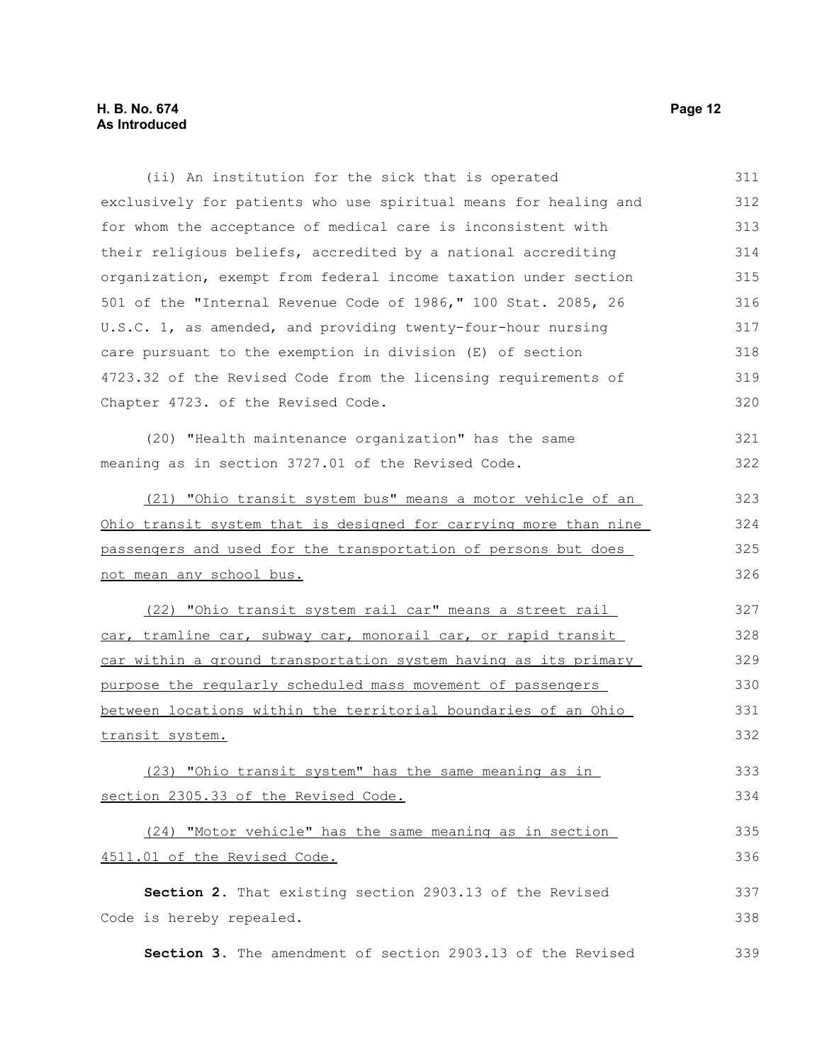(ii) An institution for the sick that is operated exclusively for patients who use spiritual means for healing and for whom the acceptance of medical care is inconsistent with their religious beliefs, accredited by a national accrediting organization, exempt from federal income taxation under section 501 of the "Internal Revenue Code of 1986," 100 Stat. 2085, 26 U.S.C. 1, as amended, and providing twenty-four-hour nursing care pursuant to the exemption in division (E) of section 4723.32 of the Revised Code from the licensing requirements of Chapter 4723. of the Revised Code.

(20) "Health maintenance organization" has the same meaning as in section 3727.01 of the Revised Code.

<u>(21) "Ohio transit system bus" means a motor vehicle of an Ohio transit system that is designed for carrying more than nine passengers and used for the transportation of persons but does not mean any school bus.</u>

<u>(22) "Ohio transit system rail car" means a street rail car, tramline car, subway car, monorail car, or rapid transit car within a ground transportation system having as its primary purpose the regularly scheduled mass movement of passengers between locations within the territorial boundaries of an Ohio transit system.</u>

<u>(23) "Ohio transit system" has the same meaning as in section 2305.33 of the Revised Code.</u>

<u>(24) "Motor vehicle" has the same meaning as in section 4511.01 of the Revised Code.</u>

**Section 2.** That existing section 2903.13 of the Revised Code is hereby repealed.

**Section 3.** The amendment of section 2903.13 of the Revised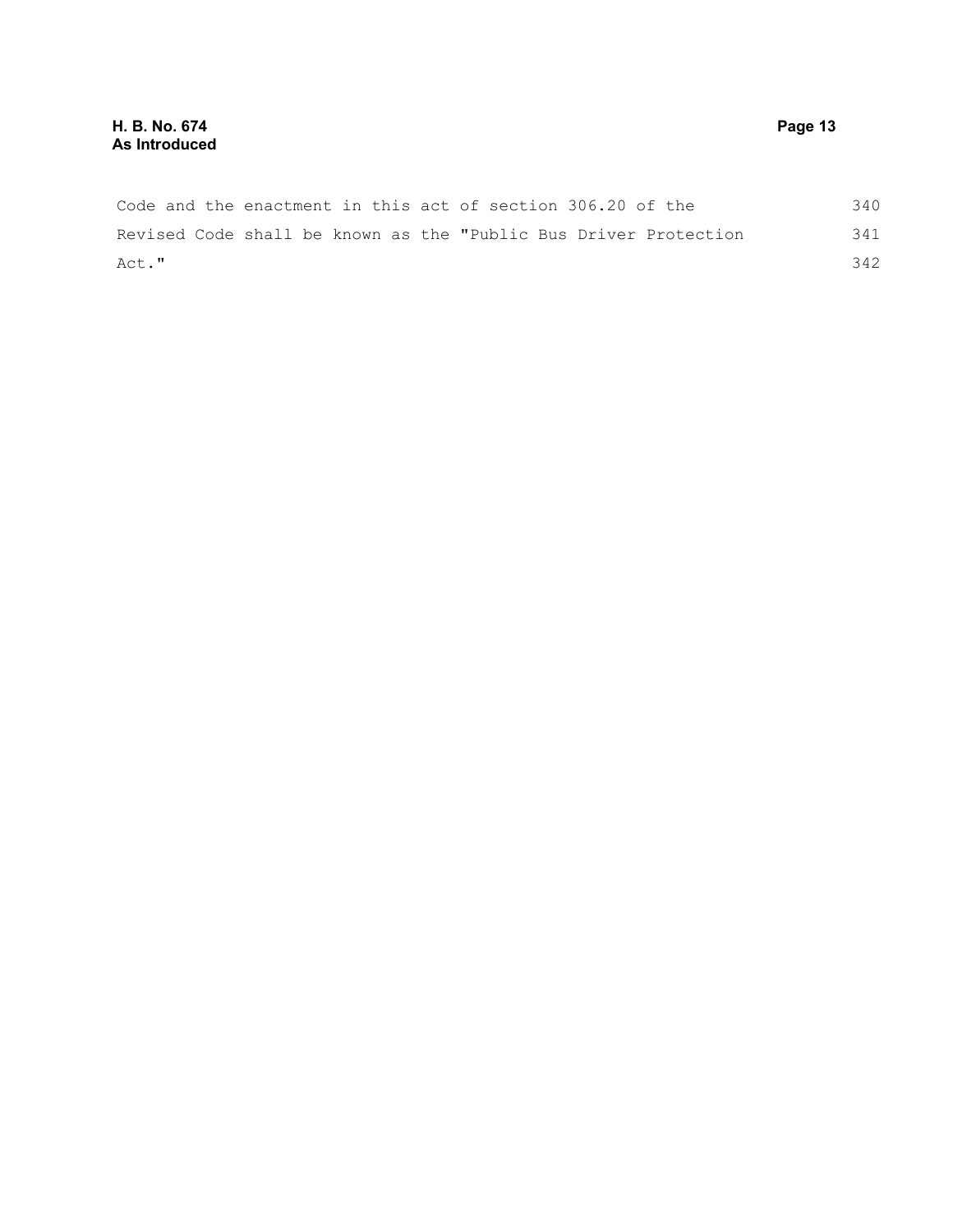Code and the enactment in this act of section 306.20 of the Revised Code shall be known as the "Public Bus Driver Protection Act."